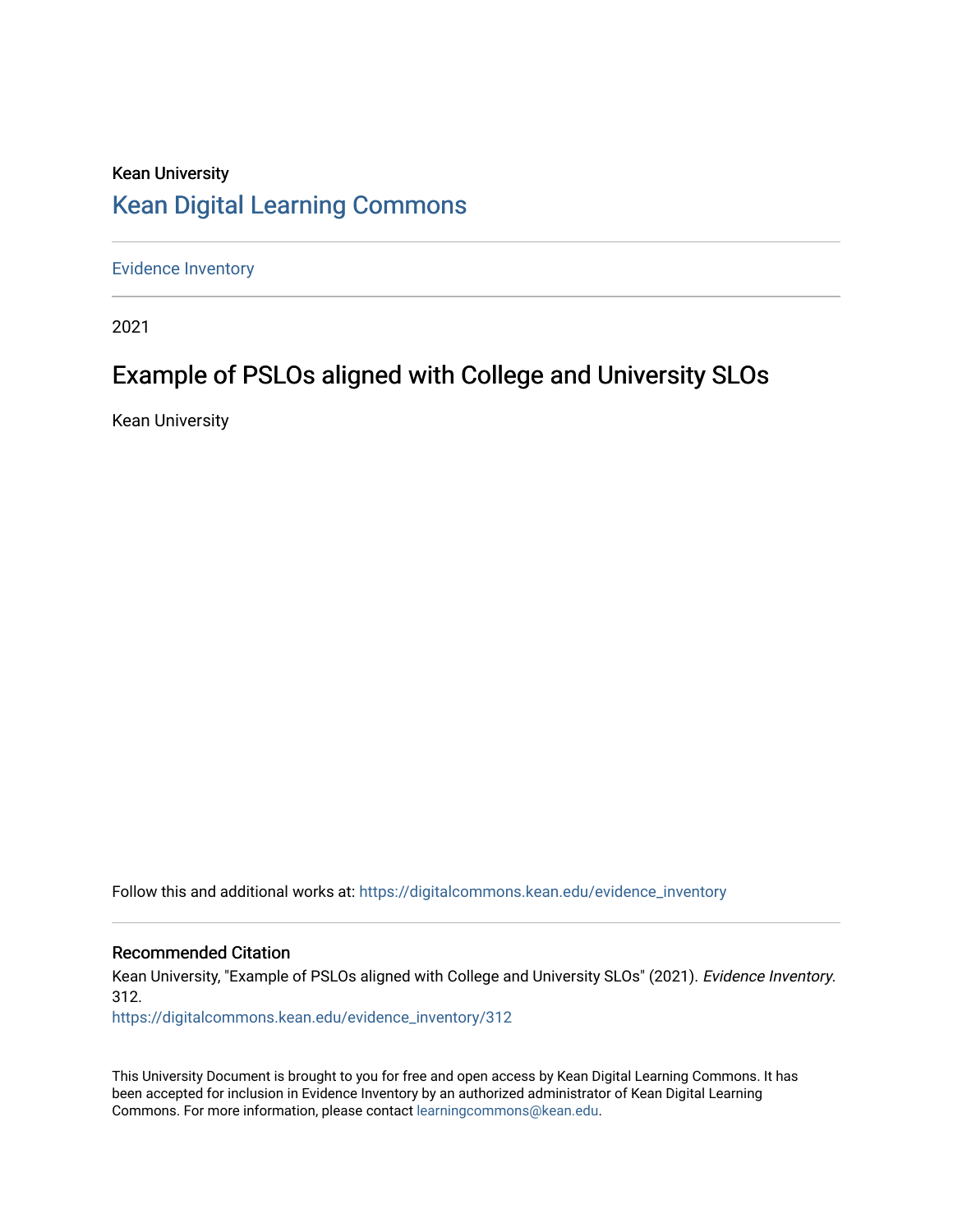Kean University

# Kean Digital Learning Commons

Evidence Inventory

2021

## Example of PSLOs aligned with College and University SLOs

Kean University

Follow this and additional works at: https://digitalcommons.kean.edu/evidence_inventory

### Recommended Citation

Kean University, "Example of PSLOs aligned with College and University SLOs" (2021). *Evidence Inventory*. 312.
https://digitalcommons.kean.edu/evidence_inventory/312

This University Document is brought to you for free and open access by Kean Digital Learning Commons. It has been accepted for inclusion in Evidence Inventory by an authorized administrator of Kean Digital Learning Commons. For more information, please contact learningcommons@kean.edu.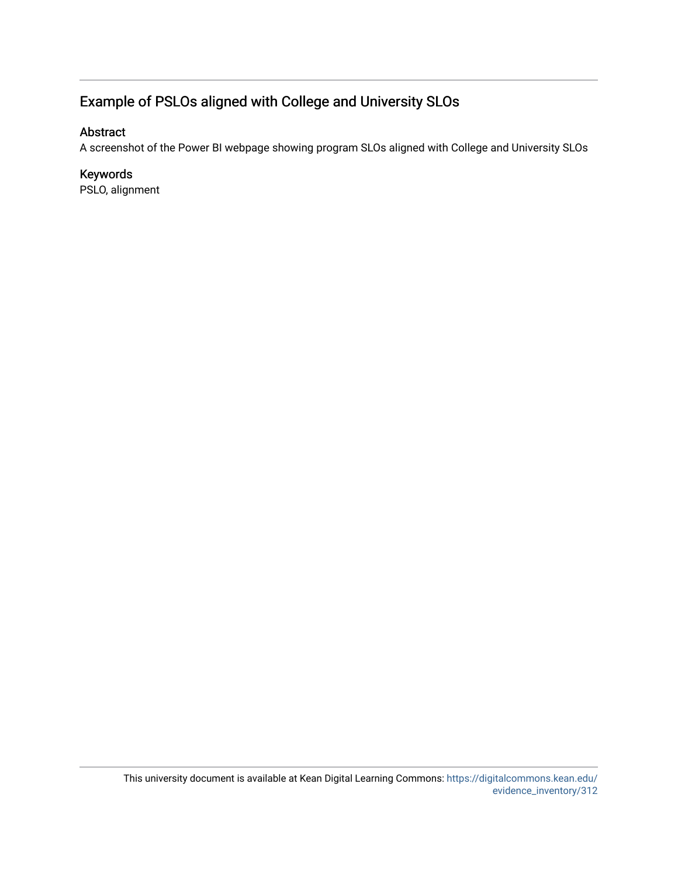## Example of PSLOs aligned with College and University SLOs

### Abstract

A screenshot of the Power BI webpage showing program SLOs aligned with College and University SLOs

### Keywords

PSLO, alignment

This university document is available at Kean Digital Learning Commons: https://digitalcommons.kean.edu/evidence_inventory/312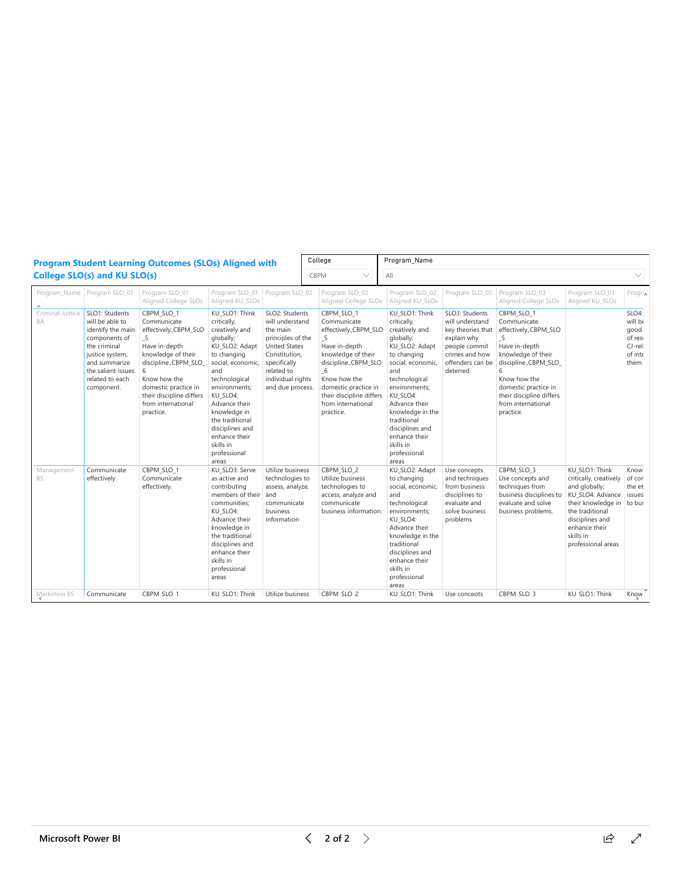## Program Student Learning Outcomes (SLOs) Aligned with College SLO(s) and KU SLO(s)

College: CBPM

Program_Name: All

| Program_Name | Program SLO_01 | Program SLO_01 Aligned College SLOs | Program SLO_01 Aligned KU_SLOs | Program SLO_02 | Program SLO_02 Aligned College SLOs | Program SLO_02 Aligned KU_SLOs | Program SLO_03 | Program SLO_03 Aligned College SLOs | Program SLO_03 Aligned KU_SLOs | Progr |
|---|---|---|---|---|---|---|---|---|---|---|
| Criminal Justice BA | SLO1: Students will be able to identify the main components of the criminal justice system, and summarize the salient issues related to each component. | CBPM_SLO_1 Communicate effectively.,CBPM_SLO_5 Have in-depth knowledge of their discipline.,CBPM_SLO_6 Know how the domestic practice in their discipline differs from international practice. | KU_SLO1: Think critically, creatively and globally; KU_SLO2: Adapt to changing social, economic, and technological environments; KU_SLO4: Advance their knowledge in the traditional disciplines and enhance their skills in professional areas | SLO2: Students will understand the main principles of the United States Constitution, specifically related to individual rights and due process. | CBPM_SLO_1 Communicate effectively.,CBPM_SLO_5 Have in-depth knowledge of their discipline.,CBPM_SLO_6 Know how the domestic practice in their discipline differs from international practice. | KU_SLO1: Think critically, creatively and globally; KU_SLO2: Adapt to changing social, economic, and technological environments; KU_SLO4: Advance their knowledge in the traditional disciplines and enhance their skills in professional areas | SLO3: Students will understand key theories that explain why people commit crimes and how offenders can be deterred. | CBPM_SLO_1 Communicate effectively.,CBPM_SLO_5 Have in-depth knowledge of their discipline.,CBPM_SLO_6 Know how the domestic practice in their discipline differs from international practice. | | SLO4: will be good of res CJ-rel of inte them. |
| Management BS | Communicate effectively | CBPM_SLO_1 Communicate effectively. | KU_SLO3: Serve as active and contributing members of their communities; KU_SLO4: Advance their knowledge in the traditional disciplines and enhance their skills in professional areas | Utilize business technologies to assess, analyze, and communicate business information | CBPM_SLO_2 Utilize business technologies to access, analyze and communicate business information. | KU_SLO2: Adapt to changing social, economic, and technological environments; KU_SLO4: Advance their knowledge in the traditional disciplines and enhance their skills in professional areas | Use concepts and techniques from business disciplines to evaluate and solve business problems | CBPM_SLO_3 Use concepts and techniques from business disciplines to evaluate and solve business problems. | KU_SLO1: Think critically, creatively and globally; KU_SLO4: Advance their knowledge in the traditional disciplines and enhance their skills in professional areas | Know of cor the et issues to bus |
| Marketing BS | Communicate | CBPM_SLO_1 | KU_SLO1: Think | Utilize business | CBPM_SLO_2 | KU_SLO1: Think | Use concepts | CBPM_SLO_3 | KU_SLO1: Think | Know |